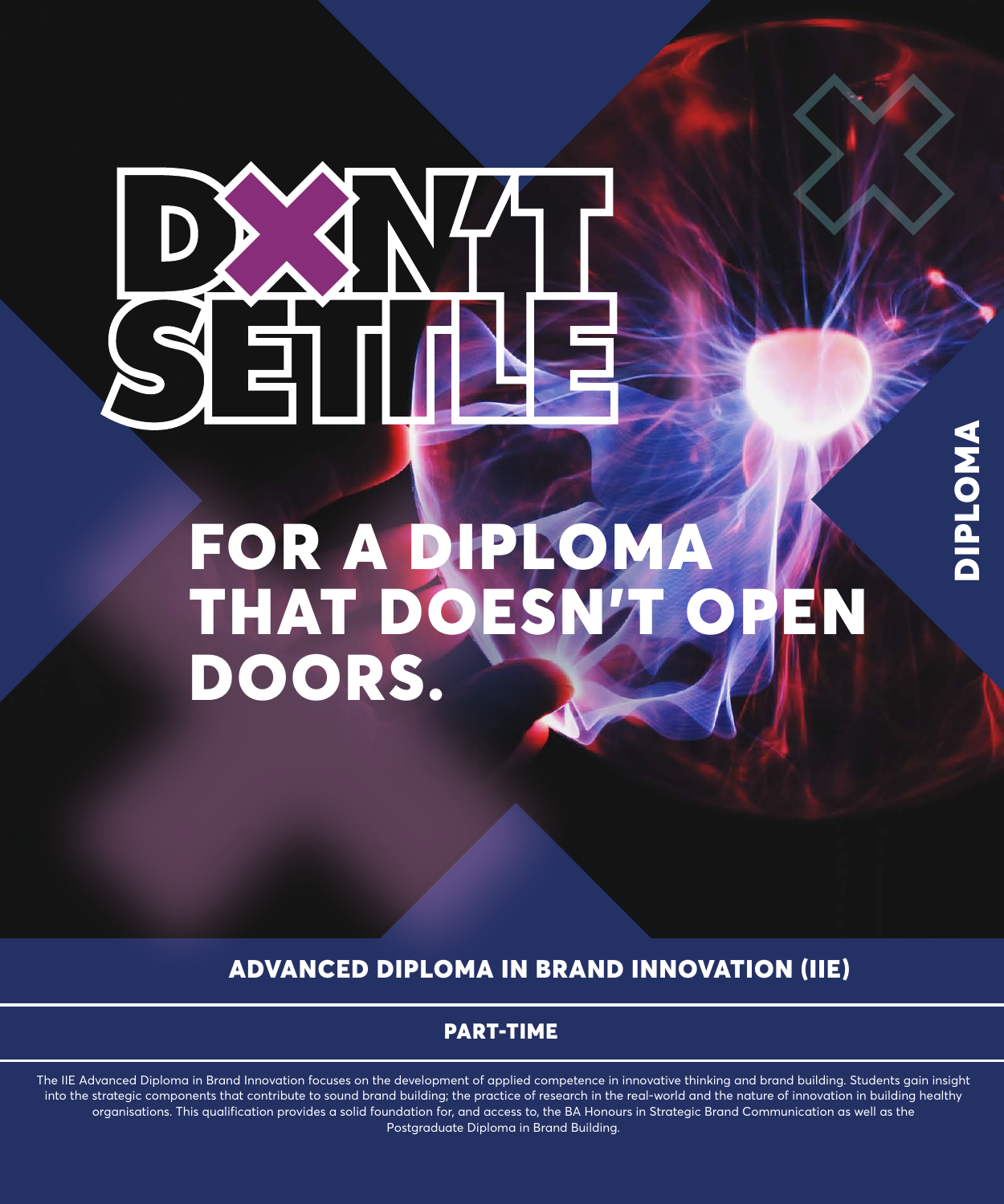# DON'T SETTLE

## FOR A DIPLOMA THAT DOESN'T OPEN DOORS.

DIPLOMA

## ADVANCED DIPLOMA IN BRAND INNOVATION (IIE)

### PART-TIME

The IIE Advanced Diploma in Brand Innovation focuses on the development of applied competence in innovative thinking and brand building. Students gain insight into the strategic components that contribute to sound brand building; the practice of research in the real-world and the nature of innovation in building healthy organisations. This qualification provides a solid foundation for, and access to, the BA Honours in Strategic Brand Communication as well as the Postgraduate Diploma in Brand Building.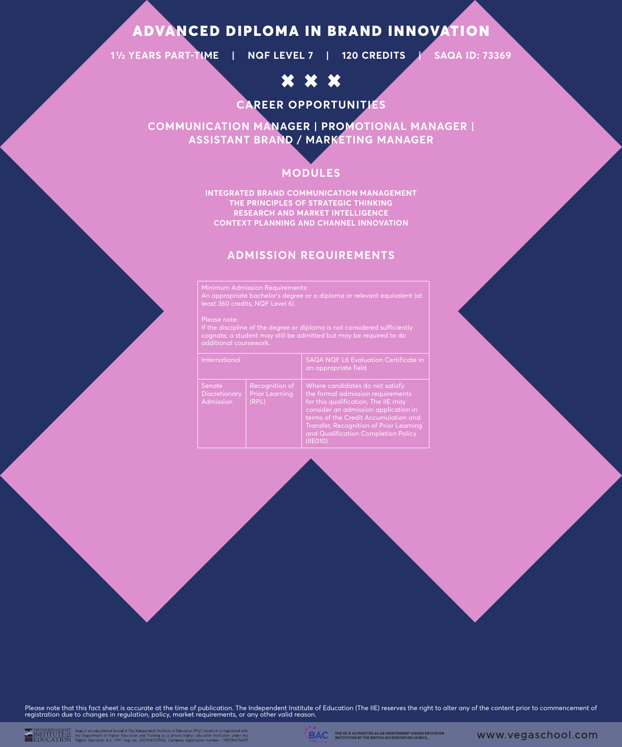# ADVANCED DIPLOMA IN BRAND INNOVATION

**1½ YEARS PART-TIME | NQF LEVEL 7 | 120 CREDITS | SAQA ID: 73369**

✖ ✖ ✖

## CAREER OPPORTUNITIES

**COMMUNICATION MANAGER | PROMOTIONAL MANAGER | ASSISTANT BRAND / MARKETING MANAGER**

## MODULES

**INTEGRATED BRAND COMMUNICATION MANAGEMENT**
**THE PRINCIPLES OF STRATEGIC THINKING**
**RESEARCH AND MARKET INTELLIGENCE**
**CONTEXT PLANNING AND CHANNEL INNOVATION**

## ADMISSION REQUIREMENTS

| | | |
|---|---|---|
| Minimum Admission Requirements: An appropriate bachelor's degree or a diploma or relevant equivalent (at least 360 credits, NQF Level 6). Please note: If the discipline of the degree or diploma is not considered sufficiently cognate, a student may still be admitted but may be required to do additional coursework. | | |
| International | | SAQA NQF L6 Evaluation Certificate in an appropriate field |
| Senate Discretionary Admission | Recognition of Prior Learning (RPL) | Where candidates do not satisfy the formal admission requirements for this qualification, The IIE may consider an admission application in terms of the Credit Accumulation and Transfer, Recognition of Prior Learning and Qualification Completion Policy (IIE010). |

Please note that this fact sheet is accurate at the time of publication. The Independent Institute of Education (The IIE) reserves the right to alter any of the content prior to commencement of registration due to changes in regulation, policy, market requirements, or any other valid reason.

Vega is an educational brand of The Independent Institute of Education (Pty) Ltd which is registered with the Department of Higher Education and Training as a private higher education institution under the Higher Education Act, 1997 (reg. no. 2007/HE07/002). Company registration number: 1987/004754/07

THE IIE IS ACCREDITED AS AN INDEPENDENT HIGHER EDUCATION INSTITUTION BY THE BRITISH ACCREDITATION COUNCIL.

www.vegaschool.com